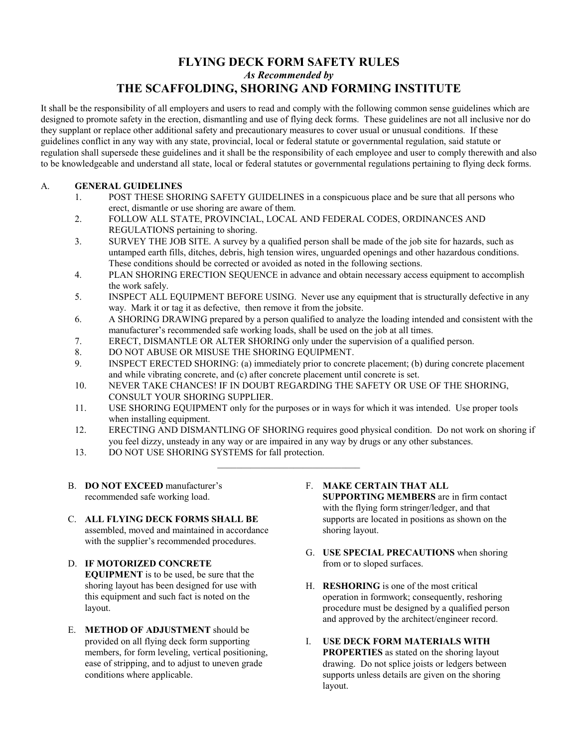# FLYING DECK FORM SAFETY RULES

*As Recommended by*

## THE SCAFFOLDING, SHORING AND FORMING INSTITUTE

It shall be the responsibility of all employers and users to read and comply with the following common sense guidelines which are designed to promote safety in the erection, dismantling and use of flying deck forms. These guidelines are not all inclusive nor do they supplant or replace other additional safety and precautionary measures to cover usual or unusual conditions. If these guidelines conflict in any way with any state, provincial, local or federal statute or governmental regulation, said statute or regulation shall supersede these guidelines and it shall be the responsibility of each employee and user to comply therewith and also to be knowledgeable and understand all state, local or federal statutes or governmental regulations pertaining to flying deck forms.

A. **GENERAL GUIDELINES**

1. POST THESE SHORING SAFETY GUIDELINES in a conspicuous place and be sure that all persons who erect, dismantle or use shoring are aware of them.
2. FOLLOW ALL STATE, PROVINCIAL, LOCAL AND FEDERAL CODES, ORDINANCES AND REGULATIONS pertaining to shoring.
3. SURVEY THE JOB SITE. A survey by a qualified person shall be made of the job site for hazards, such as untamped earth fills, ditches, debris, high tension wires, unguarded openings and other hazardous conditions. These conditions should be corrected or avoided as noted in the following sections.
4. PLAN SHORING ERECTION SEQUENCE in advance and obtain necessary access equipment to accomplish the work safely.
5. INSPECT ALL EQUIPMENT BEFORE USING. Never use any equipment that is structurally defective in any way. Mark it or tag it as defective, then remove it from the jobsite.
6. A SHORING DRAWING prepared by a person qualified to analyze the loading intended and consistent with the manufacturer's recommended safe working loads, shall be used on the job at all times.
7. ERECT, DISMANTLE OR ALTER SHORING only under the supervision of a qualified person.
8. DO NOT ABUSE OR MISUSE THE SHORING EQUIPMENT.
9. INSPECT ERECTED SHORING: (a) immediately prior to concrete placement; (b) during concrete placement and while vibrating concrete, and (c) after concrete placement until concrete is set.
10. NEVER TAKE CHANCES! IF IN DOUBT REGARDING THE SAFETY OR USE OF THE SHORING, CONSULT YOUR SHORING SUPPLIER.
11. USE SHORING EQUIPMENT only for the purposes or in ways for which it was intended. Use proper tools when installing equipment.
12. ERECTING AND DISMANTLING OF SHORING requires good physical condition. Do not work on shoring if you feel dizzy, unsteady in any way or are impaired in any way by drugs or any other substances.
13. DO NOT USE SHORING SYSTEMS for fall protection.

---

B. **DO NOT EXCEED** manufacturer's recommended safe working load.

C. **ALL FLYING DECK FORMS SHALL BE** assembled, moved and maintained in accordance with the supplier's recommended procedures.

D. **IF MOTORIZED CONCRETE EQUIPMENT** is to be used, be sure that the shoring layout has been designed for use with this equipment and such fact is noted on the layout.

E. **METHOD OF ADJUSTMENT** should be provided on all flying deck form supporting members, for form leveling, vertical positioning, ease of stripping, and to adjust to uneven grade conditions where applicable.

F. **MAKE CERTAIN THAT ALL SUPPORTING MEMBERS** are in firm contact with the flying form stringer/ledger, and that supports are located in positions as shown on the shoring layout.

G. **USE SPECIAL PRECAUTIONS** when shoring from or to sloped surfaces.

H. **RESHORING** is one of the most critical operation in formwork; consequently, reshoring procedure must be designed by a qualified person and approved by the architect/engineer record.

I. **USE DECK FORM MATERIALS WITH PROPERTIES** as stated on the shoring layout drawing. Do not splice joists or ledgers between supports unless details are given on the shoring layout.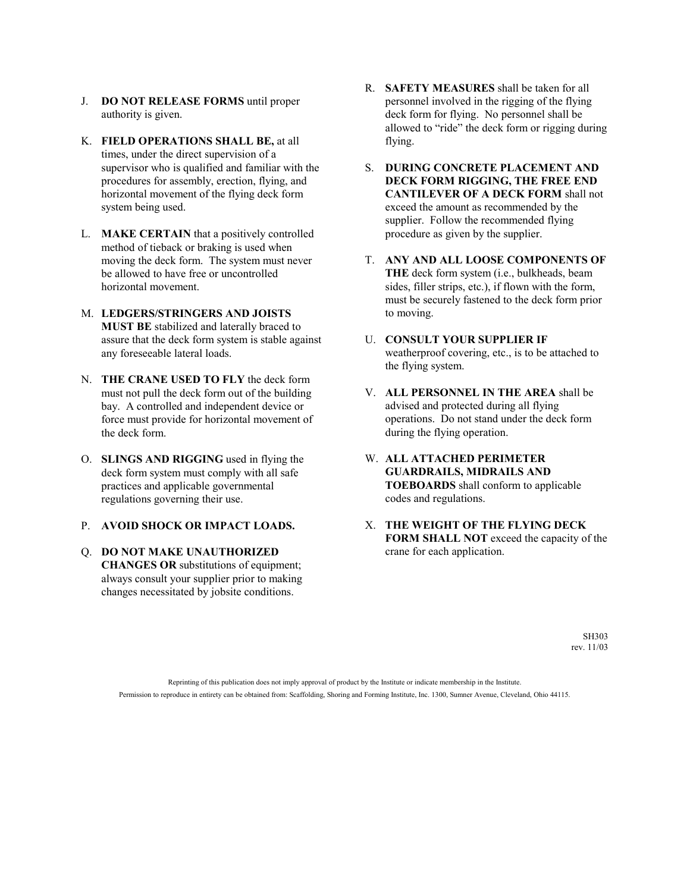J. **DO NOT RELEASE FORMS** until proper authority is given.

K. **FIELD OPERATIONS SHALL BE,** at all times, under the direct supervision of a supervisor who is qualified and familiar with the procedures for assembly, erection, flying, and horizontal movement of the flying deck form system being used.

L. **MAKE CERTAIN** that a positively controlled method of tieback or braking is used when moving the deck form. The system must never be allowed to have free or uncontrolled horizontal movement.

M. **LEDGERS/STRINGERS AND JOISTS MUST BE** stabilized and laterally braced to assure that the deck form system is stable against any foreseeable lateral loads.

N. **THE CRANE USED TO FLY** the deck form must not pull the deck form out of the building bay. A controlled and independent device or force must provide for horizontal movement of the deck form.

O. **SLINGS AND RIGGING** used in flying the deck form system must comply with all safe practices and applicable governmental regulations governing their use.

P. **AVOID SHOCK OR IMPACT LOADS.**

Q. **DO NOT MAKE UNAUTHORIZED CHANGES OR** substitutions of equipment; always consult your supplier prior to making changes necessitated by jobsite conditions.

R. **SAFETY MEASURES** shall be taken for all personnel involved in the rigging of the flying deck form for flying. No personnel shall be allowed to "ride" the deck form or rigging during flying.

S. **DURING CONCRETE PLACEMENT AND DECK FORM RIGGING, THE FREE END CANTILEVER OF A DECK FORM** shall not exceed the amount as recommended by the supplier. Follow the recommended flying procedure as given by the supplier.

T. **ANY AND ALL LOOSE COMPONENTS OF THE** deck form system (i.e., bulkheads, beam sides, filler strips, etc.), if flown with the form, must be securely fastened to the deck form prior to moving.

U. **CONSULT YOUR SUPPLIER IF** weatherproof covering, etc., is to be attached to the flying system.

V. **ALL PERSONNEL IN THE AREA** shall be advised and protected during all flying operations. Do not stand under the deck form during the flying operation.

W. **ALL ATTACHED PERIMETER GUARDRAILS, MIDRAILS AND TOEBOARDS** shall conform to applicable codes and regulations.

X. **THE WEIGHT OF THE FLYING DECK FORM SHALL NOT** exceed the capacity of the crane for each application.

SH303
rev. 11/03

Reprinting of this publication does not imply approval of product by the Institute or indicate membership in the Institute.

Permission to reproduce in entirety can be obtained from: Scaffolding, Shoring and Forming Institute, Inc. 1300, Sumner Avenue, Cleveland, Ohio 44115.